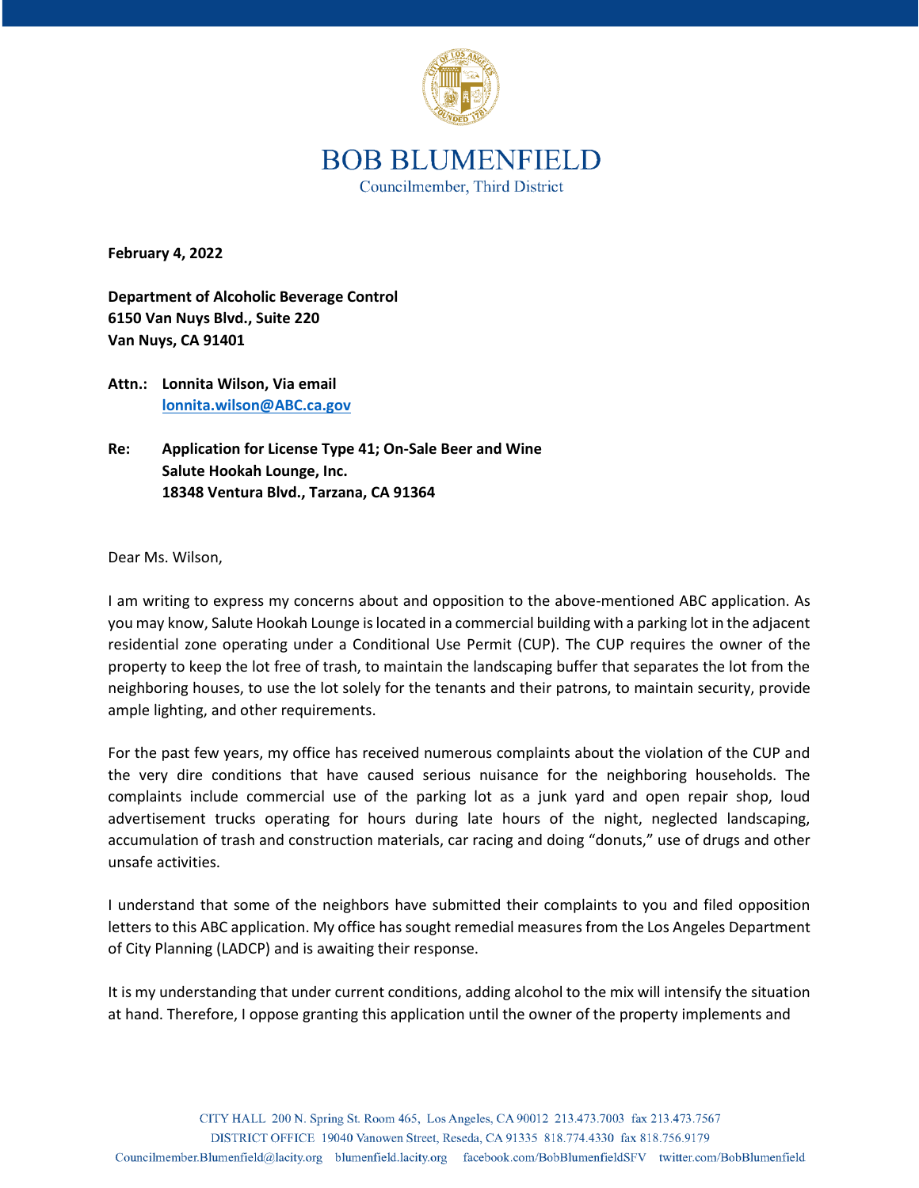# BOB BLUMENFIELD

Councilmember, Third District

**February 4, 2022**

**Department of Alcoholic Beverage Control**
**6150 Van Nuys Blvd., Suite 220**
**Van Nuys, CA 91401**

**Attn.: Lonnita Wilson, Via email**
**[lonnita.wilson@ABC.ca.gov](mailto:lonnita.wilson@ABC.ca.gov)**

**Re: Application for License Type 41; On-Sale Beer and Wine**
**Salute Hookah Lounge, Inc.**
**18348 Ventura Blvd., Tarzana, CA 91364**

Dear Ms. Wilson,

I am writing to express my concerns about and opposition to the above-mentioned ABC application. As you may know, Salute Hookah Lounge is located in a commercial building with a parking lot in the adjacent residential zone operating under a Conditional Use Permit (CUP). The CUP requires the owner of the property to keep the lot free of trash, to maintain the landscaping buffer that separates the lot from the neighboring houses, to use the lot solely for the tenants and their patrons, to maintain security, provide ample lighting, and other requirements.

For the past few years, my office has received numerous complaints about the violation of the CUP and the very dire conditions that have caused serious nuisance for the neighboring households. The complaints include commercial use of the parking lot as a junk yard and open repair shop, loud advertisement trucks operating for hours during late hours of the night, neglected landscaping, accumulation of trash and construction materials, car racing and doing "donuts," use of drugs and other unsafe activities.

I understand that some of the neighbors have submitted their complaints to you and filed opposition letters to this ABC application. My office has sought remedial measures from the Los Angeles Department of City Planning (LADCP) and is awaiting their response.

It is my understanding that under current conditions, adding alcohol to the mix will intensify the situation at hand. Therefore, I oppose granting this application until the owner of the property implements and

CITY HALL 200 N. Spring St. Room 465, Los Angeles, CA 90012 213.473.7003 fax 213.473.7567
DISTRICT OFFICE 19040 Vanowen Street, Reseda, CA 91335 818.774.4330 fax 818.756.9179
Councilmember.Blumenfield@lacity.org blumenfield.lacity.org facebook.com/BobBlumenfieldSFV twitter.com/BobBlumenfield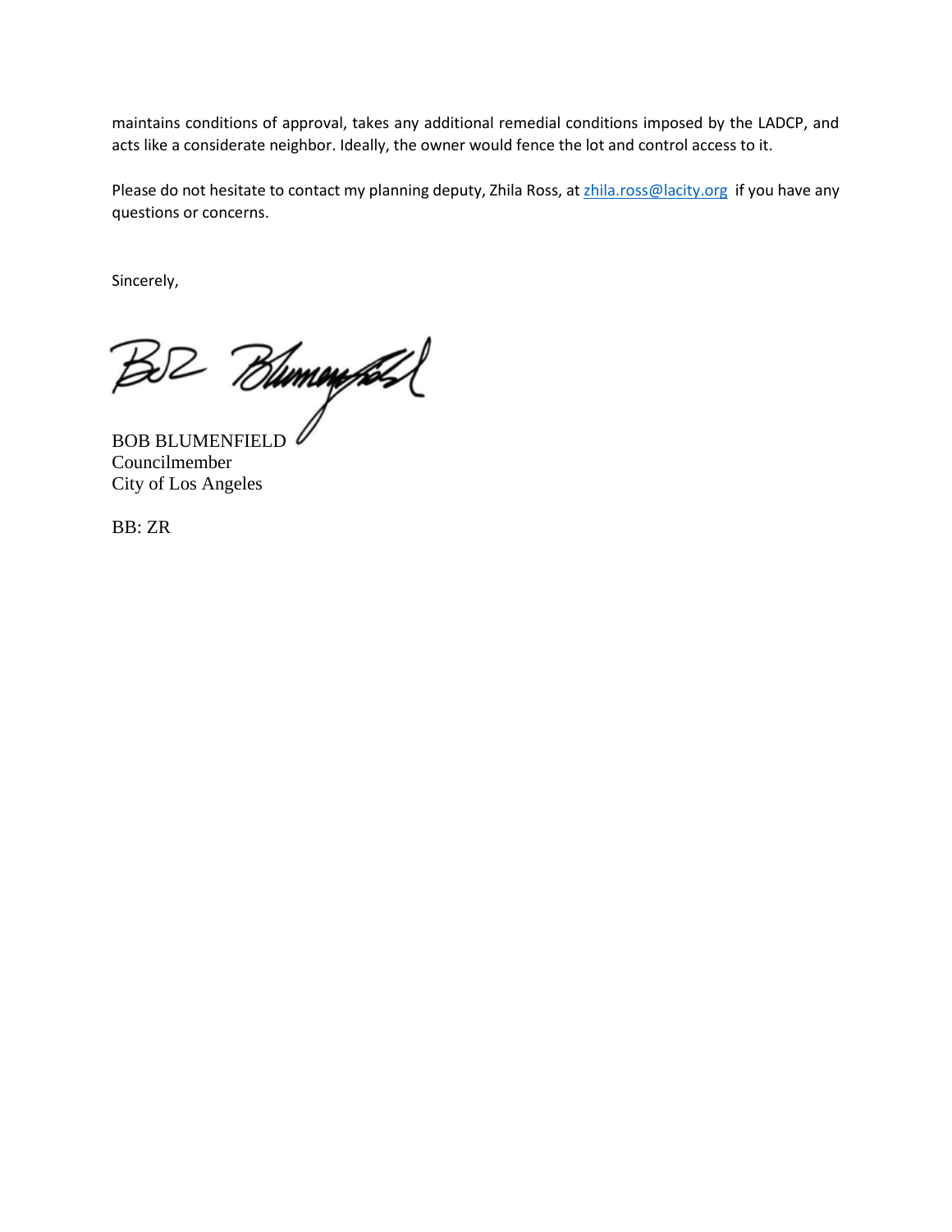maintains conditions of approval, takes any additional remedial conditions imposed by the LADCP, and acts like a considerate neighbor. Ideally, the owner would fence the lot and control access to it.

Please do not hesitate to contact my planning deputy, Zhila Ross, at zhila.ross@lacity.org if you have any questions or concerns.

Sincerely,

BOB BLUMENFIELD
Councilmember
City of Los Angeles

BB: ZR